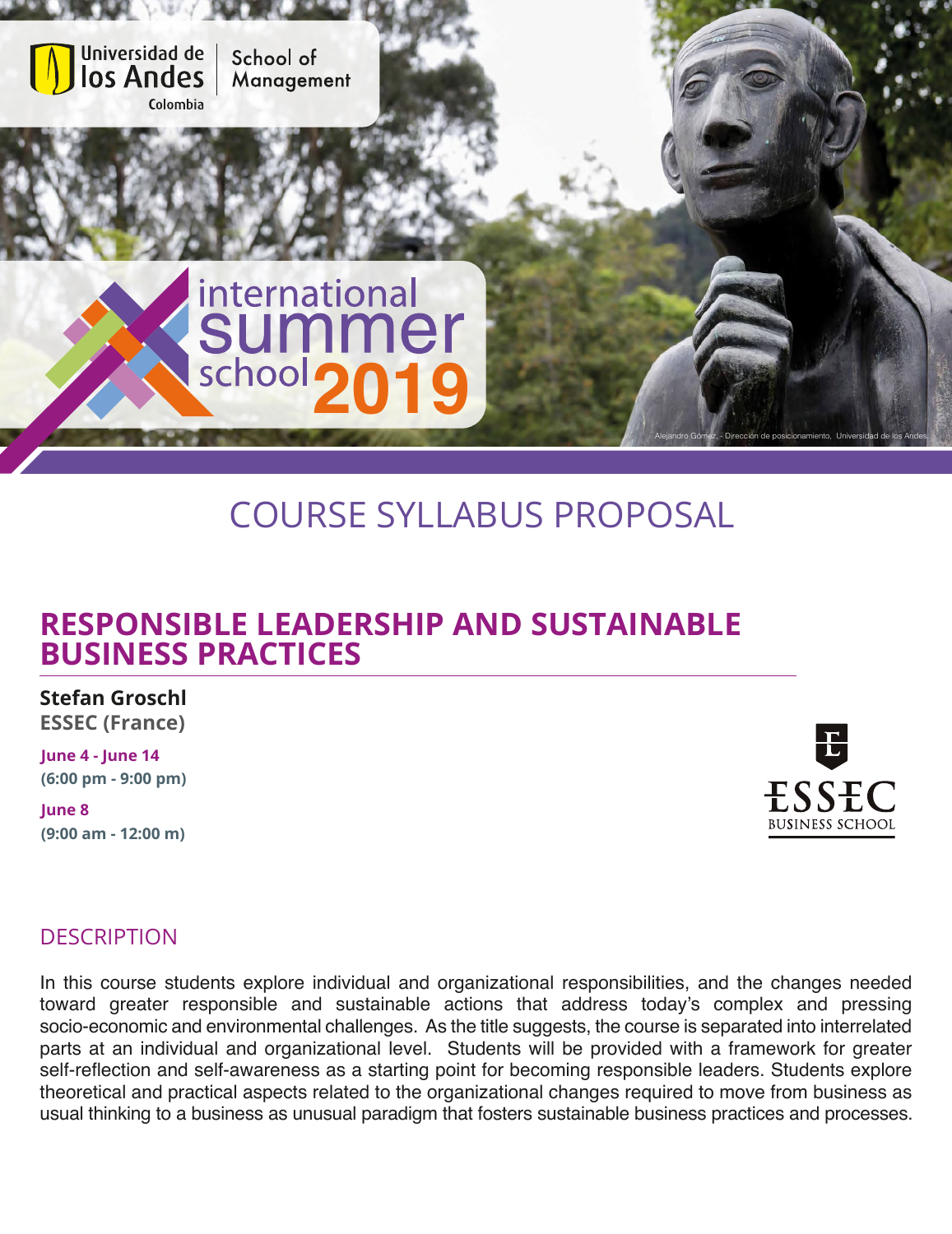Universidad de los Andes Colombia | School of Management

international summer school 2019

Alejandro Gómez, - Dirección de posicionamiento, Universidad de los Andes

# COURSE SYLLABUS PROPOSAL

## RESPONSIBLE LEADERSHIP AND SUSTAINABLE BUSINESS PRACTICES

**Stefan Groschl**
**ESSEC (France)**

**June 4 - June 14**
**(6:00 pm - 9:00 pm)**

**June 8**
**(9:00 am - 12:00 m)**

ESSEC BUSINESS SCHOOL

## DESCRIPTION

In this course students explore individual and organizational responsibilities, and the changes needed toward greater responsible and sustainable actions that address today's complex and pressing socio-economic and environmental challenges. As the title suggests, the course is separated into interrelated parts at an individual and organizational level. Students will be provided with a framework for greater self-reflection and self-awareness as a starting point for becoming responsible leaders. Students explore theoretical and practical aspects related to the organizational changes required to move from business as usual thinking to a business as unusual paradigm that fosters sustainable business practices and processes.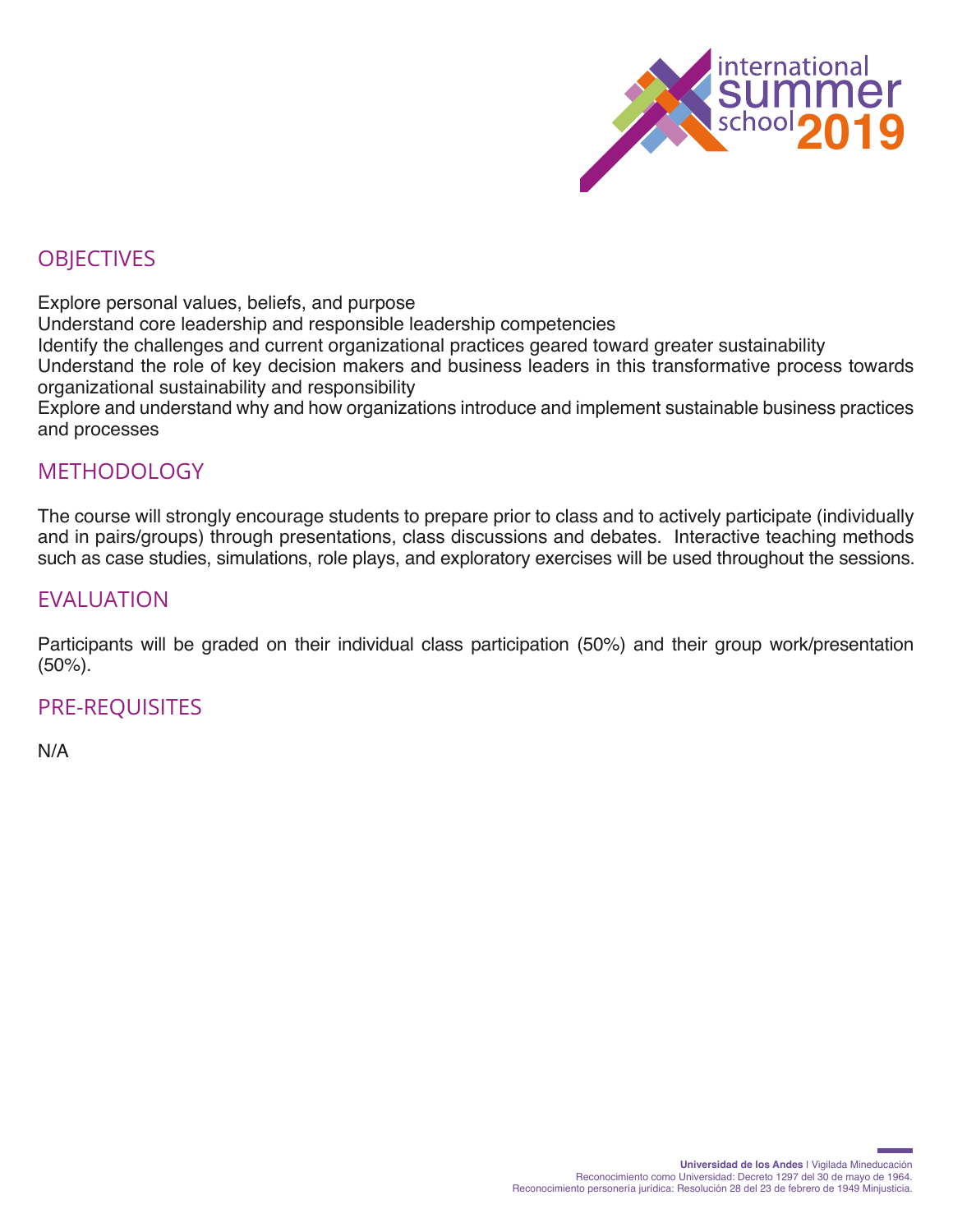## OBJECTIVES

Explore personal values, beliefs, and purpose
Understand core leadership and responsible leadership competencies
Identify the challenges and current organizational practices geared toward greater sustainability
Understand the role of key decision makers and business leaders in this transformative process towards organizational sustainability and responsibility
Explore and understand why and how organizations introduce and implement sustainable business practices and processes

## METHODOLOGY

The course will strongly encourage students to prepare prior to class and to actively participate (individually and in pairs/groups) through presentations, class discussions and debates. Interactive teaching methods such as case studies, simulations, role plays, and exploratory exercises will be used throughout the sessions.

## EVALUATION

Participants will be graded on their individual class participation (50%) and their group work/presentation (50%).

## PRE-REQUISITES

N/A